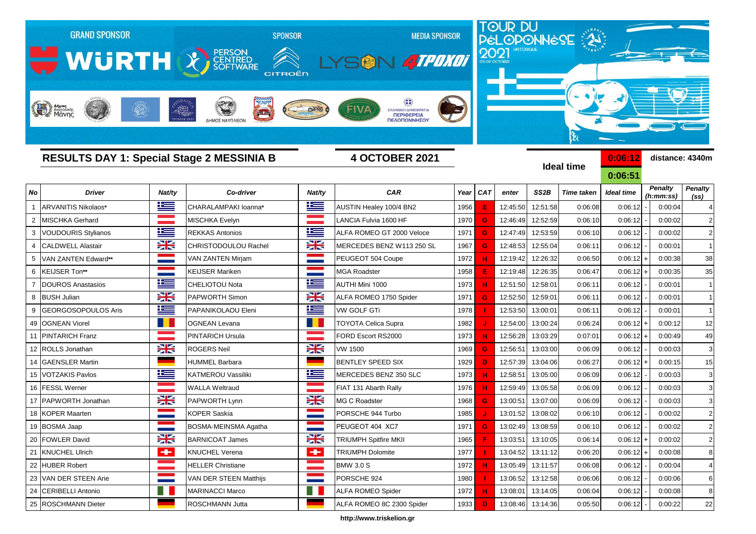GRAND SPONSOR

WÜRTH

SPONSOR

PERSON CENTRED SOFTWARE

CITROËN

MEDIA SPONSOR

LYSON 4TPOXOI

TOUR DU PÉLOPONNÈSE 2021 HISTORIQUE

03-09 OCTOBER

## RESULTS DAY 1: Special Stage 2 MESSINIA B

**4 OCTOBER 2021**

**Ideal time** **0:06:12** **0:06:51**

**distance: 4340m**

| No | Driver | Nat/ty | Co-driver | Nat/ty | CAR | Year | CAT | enter | SS2B | Time taken | Ideal time | | Penalty (h:mm:ss) | Penalty (ss) |
|---|---|---|---|---|---|---|---|---|---|---|---|---|---|---|
| 1 | ARVANITIS Nikolaos* | | CHARALAMPAKI Ioanna* | | AUSTIN Healey 100/4 BN2 | 1956 | E | 12:45:50 | 12:51:58 | 0:06:08 | 0:06:12 | - | 0:00:04 | 4 |
| 2 | MISCHKA Gerhard | | MISCHKA Evelyn | | LANCIA Fulvia 1600 HF | 1970 | G | 12:46:49 | 12:52:59 | 0:06:10 | 0:06:12 | - | 0:00:02 | 2 |
| 3 | VOUDOURIS Stylianos | | REKKAS Antonios | | ALFA ROMEO GT 2000 Veloce | 1971 | G | 12:47:49 | 12:53:59 | 0:06:10 | 0:06:12 | - | 0:00:02 | 2 |
| 4 | CALDWELL Alastair | | CHRISTODOULOU Rachel | | MERCEDES BENZ W113 250 SL | 1967 | G | 12:48:53 | 12:55:04 | 0:06:11 | 0:06:12 | - | 0:00:01 | 1 |
| 5 | VAN ZANTEN Edward** | | VAN ZANTEN Mirjam | | PEUGEOT 504 Coupe | 1972 | H | 12:19:42 | 12:26:32 | 0:06:50 | 0:06:12 | + | 0:00:38 | 38 |
| 6 | KEIJSER Ton** | | KEIJSER Mariken | | MGA Roadster | 1958 | E | 12:19:48 | 12:26:35 | 0:06:47 | 0:06:12 | + | 0:00:35 | 35 |
| 7 | DOUROS Anastasios | | CHELIOTOU Nota | | AUTHI Mini 1000 | 1973 | H | 12:51:50 | 12:58:01 | 0:06:11 | 0:06:12 | - | 0:00:01 | 1 |
| 8 | BUSH Julian | | PAPWORTH Simon | | ALFA ROMEO 1750 Spider | 1971 | G | 12:52:50 | 12:59:01 | 0:06:11 | 0:06:12 | - | 0:00:01 | 1 |
| 9 | GEORGOSOPOULOS Aris | | PAPANIKOLAOU Eleni | | VW GOLF GTi | 1978 | I | 12:53:50 | 13:00:01 | 0:06:11 | 0:06:12 | - | 0:00:01 | 1 |
| 49 | OGNEAN Viorel | | OGNEAN Levana | | TOYOTA Celica Supra | 1982 | J | 12:54:00 | 13:00:24 | 0:06:24 | 0:06:12 | + | 0:00:12 | 12 |
| 11 | PINTARICH Franz | | PINTARICH Ursula | | FORD Escort RS2000 | 1973 | H | 12:56:28 | 13:03:29 | 0:07:01 | 0:06:12 | + | 0:00:49 | 49 |
| 12 | ROLLS Jonathan | | ROGERS Neil | | VW 1500 | 1969 | G | 12:56:51 | 13:03:00 | 0:06:09 | 0:06:12 | - | 0:00:03 | 3 |
| 14 | GAENSLER Martin | | HUMMEL Barbara | | BENTLEY SPEED SIX | 1929 | D | 12:57:39 | 13:04:06 | 0:06:27 | 0:06:12 | + | 0:00:15 | 15 |
| 15 | VOTZAKIS Pavlos | | KATMEROU Vassiliki | | MERCEDES BENZ 350 SLC | 1973 | H | 12:58:51 | 13:05:00 | 0:06:09 | 0:06:12 | - | 0:00:03 | 3 |
| 16 | FESSL Werner | | WALLA Weltraud | | FIAT 131 Abarth Rally | 1976 | H | 12:59:49 | 13:05:58 | 0:06:09 | 0:06:12 | - | 0:00:03 | 3 |
| 17 | PAPWORTH Jonathan | | PAPWORTH Lynn | | MG C Roadster | 1968 | G | 13:00:51 | 13:07:00 | 0:06:09 | 0:06:12 | - | 0:00:03 | 3 |
| 18 | KOPER Maarten | | KOPER Saskia | | PORSCHE 944 Turbo | 1985 | J | 13:01:52 | 13:08:02 | 0:06:10 | 0:06:12 | - | 0:00:02 | 2 |
| 19 | BOSMA Jaap | | BOSMA-MEINSMA Agatha | | PEUGEOT 404 XC7 | 1971 | G | 13:02:49 | 13:08:59 | 0:06:10 | 0:06:12 | - | 0:00:02 | 2 |
| 20 | FOWLER David | | BARNICOAT James | | TRIUMPH Spitfire MKII | 1965 | F | 13:03:51 | 13:10:05 | 0:06:14 | 0:06:12 | + | 0:00:02 | 2 |
| 21 | KNUCHEL Ulrich | | KNUCHEL Verena | | TRIUMPH Dolomite | 1977 | I | 13:04:52 | 13:11:12 | 0:06:20 | 0:06:12 | + | 0:00:08 | 8 |
| 22 | HUBER Robert | | HELLER Christiane | | BMW 3.0 S | 1972 | H | 13:05:49 | 13:11:57 | 0:06:08 | 0:06:12 | - | 0:00:04 | 4 |
| 23 | VAN DER STEEN Arie | | VAN DER STEEN Matthijs | | PORSCHE 924 | 1980 | I | 13:06:52 | 13:12:58 | 0:06:06 | 0:06:12 | - | 0:00:06 | 6 |
| 24 | CERIBELLI Antonio | | MARINACCI Marco | | ALFA ROMEO Spider | 1972 | H | 13:08:01 | 13:14:05 | 0:06:04 | 0:06:12 | - | 0:00:08 | 8 |
| 25 | ROSCHMANN Dieter | | ROSCHMANN Jutta | | ALFA ROMEO 8C 2300 Spider | 1933 | D | 13:08:46 | 13:14:36 | 0:05:50 | 0:06:12 | - | 0:00:22 | 22 |

http://www.triskelion.gr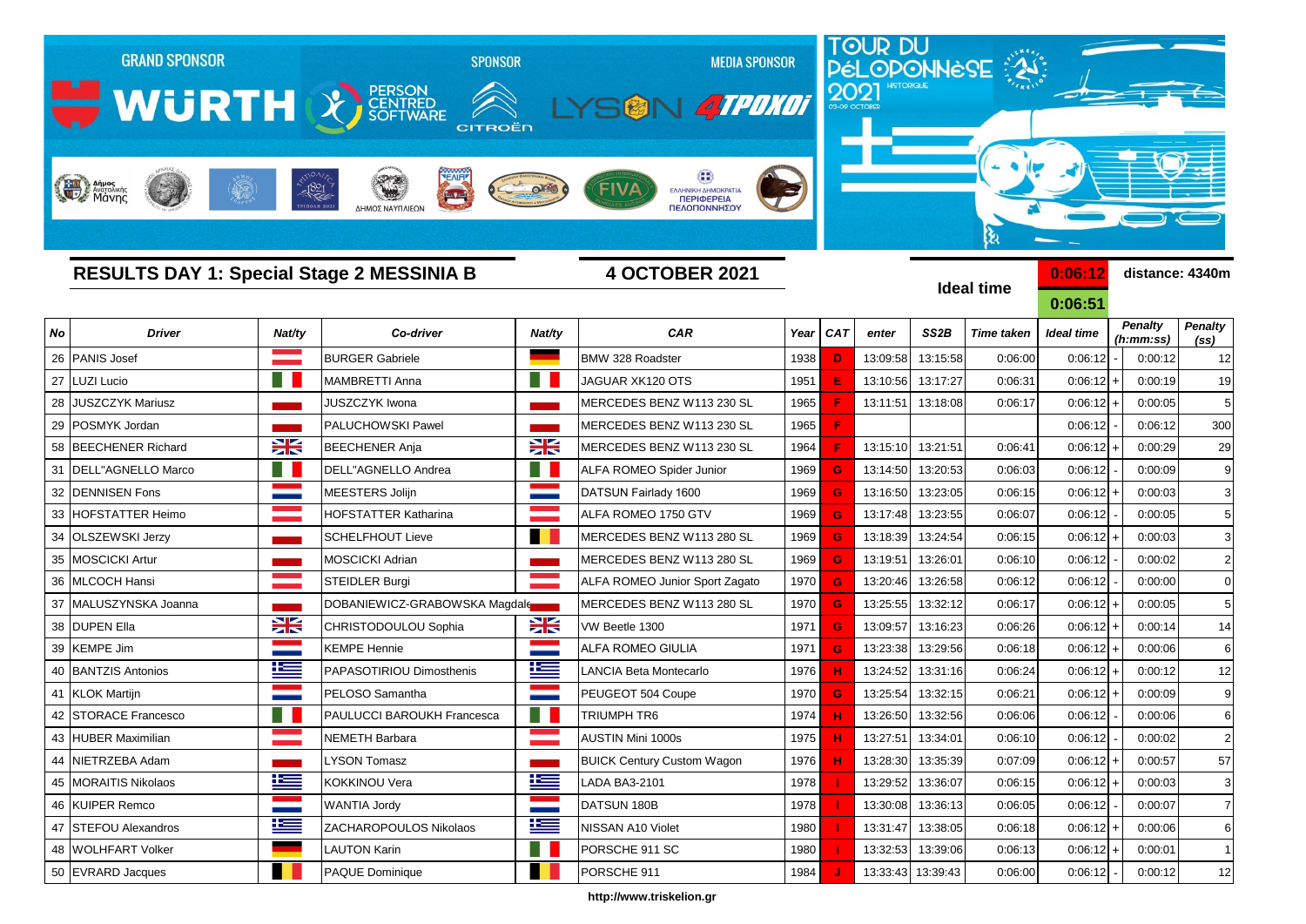GRAND SPONSOR WÜRTH — SPONSOR PERSON CENTRED SOFTWARE, CITROËN — MEDIA SPONSOR LYSON, 4TPOXOI

TOUR DU PÉLOPONNÈSE 2021 HISTORIQUE 03-09 OCTOBER

## RESULTS DAY 1: Special Stage 2 MESSINIA B

**4 OCTOBER 2021**

**Ideal time** 0:06:12 / 0:06:51 — **distance: 4340m**

| No | Driver | Nat/ty | Co-driver | Nat/ty | CAR | Year | CAT | enter | SS2B | Time taken | Ideal time | | Penalty (h:mm:ss) | Penalty (ss) |
|---|---|---|---|---|---|---|---|---|---|---|---|---|---|---|
| 26 | PANIS Josef | | BURGER Gabriele | | BMW 328 Roadster | 1938 | D | 13:09:58 | 13:15:58 | 0:06:00 | 0:06:12 | - | 0:00:12 | 12 |
| 27 | LUZI Lucio | | MAMBRETTI Anna | | JAGUAR XK120 OTS | 1951 | E | 13:10:56 | 13:17:27 | 0:06:31 | 0:06:12 | + | 0:00:19 | 19 |
| 28 | JUSZCZYK Mariusz | | JUSZCZYK Iwona | | MERCEDES BENZ W113 230 SL | 1965 | F | 13:11:51 | 13:18:08 | 0:06:17 | 0:06:12 | + | 0:00:05 | 5 |
| 29 | POSMYK Jordan | | PALUCHOWSKI Pawel | | MERCEDES BENZ W113 230 SL | 1965 | F | | | | 0:06:12 | - | 0:06:12 | 300 |
| 58 | BEECHENER Richard | | BEECHENER Anja | | MERCEDES BENZ W113 230 SL | 1964 | F | 13:15:10 | 13:21:51 | 0:06:41 | 0:06:12 | + | 0:00:29 | 29 |
| 31 | DELL"AGNELLO Marco | | DELL"AGNELLO Andrea | | ALFA ROMEO Spider Junior | 1969 | G | 13:14:50 | 13:20:53 | 0:06:03 | 0:06:12 | - | 0:00:09 | 9 |
| 32 | DENNISEN Fons | | MEESTERS Jolijn | | DATSUN Fairlady 1600 | 1969 | G | 13:16:50 | 13:23:05 | 0:06:15 | 0:06:12 | + | 0:00:03 | 3 |
| 33 | HOFSTATTER Heimo | | HOFSTATTER Katharina | | ALFA ROMEO 1750 GTV | 1969 | G | 13:17:48 | 13:23:55 | 0:06:07 | 0:06:12 | - | 0:00:05 | 5 |
| 34 | OLSZEWSKI Jerzy | | SCHELFHOUT Lieve | | MERCEDES BENZ W113 280 SL | 1969 | G | 13:18:39 | 13:24:54 | 0:06:15 | 0:06:12 | + | 0:00:03 | 3 |
| 35 | MOSCICKI Artur | | MOSCICKI Adrian | | MERCEDES BENZ W113 280 SL | 1969 | G | 13:19:51 | 13:26:01 | 0:06:10 | 0:06:12 | - | 0:00:02 | 2 |
| 36 | MLCOCH Hansi | | STEIDLER Burgi | | ALFA ROMEO Junior Sport Zagato | 1970 | G | 13:20:46 | 13:26:58 | 0:06:12 | 0:06:12 | - | 0:00:00 | 0 |
| 37 | MALUSZYNSKA Joanna | | DOBANIEWICZ-GRABOWSKA Magdale | | MERCEDES BENZ W113 280 SL | 1970 | G | 13:25:55 | 13:32:12 | 0:06:17 | 0:06:12 | + | 0:00:05 | 5 |
| 38 | DUPEN Ella | | CHRISTODOULOU Sophia | | VW Beetle 1300 | 1971 | G | 13:09:57 | 13:16:23 | 0:06:26 | 0:06:12 | + | 0:00:14 | 14 |
| 39 | KEMPE Jim | | KEMPE Hennie | | ALFA ROMEO GIULIA | 1971 | G | 13:23:38 | 13:29:56 | 0:06:18 | 0:06:12 | + | 0:00:06 | 6 |
| 40 | BANTZIS Antonios | | PAPASOTIRIOU Dimosthenis | | LANCIA Beta Montecarlo | 1976 | H | 13:24:52 | 13:31:16 | 0:06:24 | 0:06:12 | + | 0:00:12 | 12 |
| 41 | KLOK Martijn | | PELOSO Samantha | | PEUGEOT 504 Coupe | 1970 | G | 13:25:54 | 13:32:15 | 0:06:21 | 0:06:12 | + | 0:00:09 | 9 |
| 42 | STORACE Francesco | | PAULUCCI BAROUKH Francesca | | TRIUMPH TR6 | 1974 | H | 13:26:50 | 13:32:56 | 0:06:06 | 0:06:12 | - | 0:00:06 | 6 |
| 43 | HUBER Maximilian | | NEMETH Barbara | | AUSTIN Mini 1000s | 1975 | H | 13:27:51 | 13:34:01 | 0:06:10 | 0:06:12 | - | 0:00:02 | 2 |
| 44 | NIETRZEBA Adam | | LYSON Tomasz | | BUICK Century Custom Wagon | 1976 | H | 13:28:30 | 13:35:39 | 0:07:09 | 0:06:12 | + | 0:00:57 | 57 |
| 45 | MORAITIS Nikolaos | | KOKKINOU Vera | | LADA BA3-2101 | 1978 | I | 13:29:52 | 13:36:07 | 0:06:15 | 0:06:12 | + | 0:00:03 | 3 |
| 46 | KUIPER Remco | | WANTIA Jordy | | DATSUN 180B | 1978 | I | 13:30:08 | 13:36:13 | 0:06:05 | 0:06:12 | - | 0:00:07 | 7 |
| 47 | STEFOU Alexandros | | ZACHAROPOULOS Nikolaos | | NISSAN A10 Violet | 1980 | I | 13:31:47 | 13:38:05 | 0:06:18 | 0:06:12 | + | 0:00:06 | 6 |
| 48 | WOLHFART Volker | | LAUTON Karin | | PORSCHE 911 SC | 1980 | I | 13:32:53 | 13:39:06 | 0:06:13 | 0:06:12 | + | 0:00:01 | 1 |
| 50 | EVRARD Jacques | | PAQUE Dominique | | PORSCHE 911 | 1984 | J | 13:33:43 | 13:39:43 | 0:06:00 | 0:06:12 | - | 0:00:12 | 12 |

http://www.triskelion.gr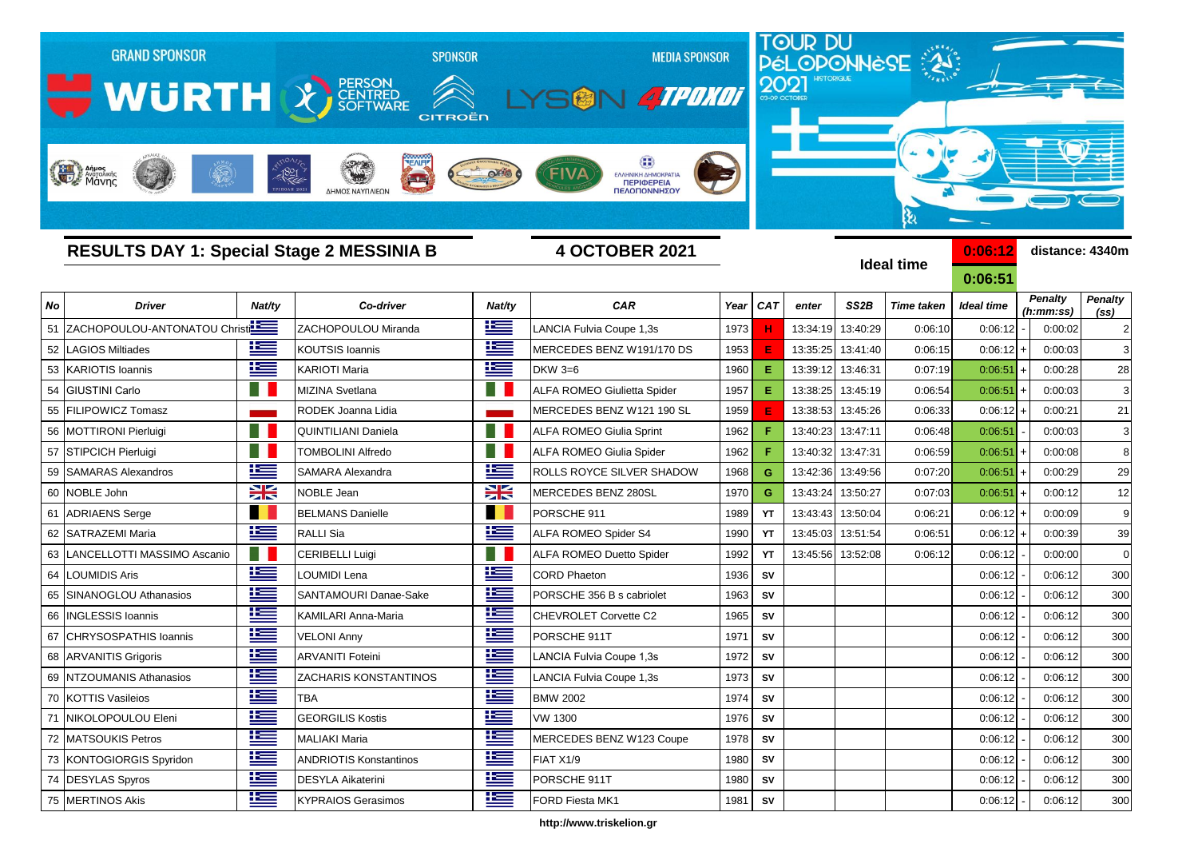GRAND SPONSOR WÜRTH — SPONSOR PERSON CENTRED SOFTWARE, CITROËN — MEDIA SPONSOR LYSON 4TPOXOI

TOUR DU PéLOPONNèSE 2021 HISTORIQUE 03-09 OCTOBER

## RESULTS DAY 1: Special Stage 2 MESSINIA B

**4 OCTOBER 2021**

Ideal time: 0:06:12 / 0:06:51 — distance: 4340m

| No | Driver | Nat/ty | Co-driver | Nat/ty | CAR | Year | CAT | enter | SS2B | Time taken | Ideal time | | Penalty (h:mm:ss) | Penalty (ss) |
|---|---|---|---|---|---|---|---|---|---|---|---|---|---|---|
| 51 | ZACHOPOULOU-ANTONATOU Christi | | ZACHOPOULOU Miranda | | LANCIA Fulvia Coupe 1,3s | 1973 | H | 13:34:19 | 13:40:29 | 0:06:10 | 0:06:12 | - | 0:00:02 | 2 |
| 52 | LAGIOS Miltiades | | KOUTSIS Ioannis | | MERCEDES BENZ W191/170 DS | 1953 | E | 13:35:25 | 13:41:40 | 0:06:15 | 0:06:12 | + | 0:00:03 | 3 |
| 53 | KARIOTIS Ioannis | | KARIOTI Maria | | DKW 3=6 | 1960 | E | 13:39:12 | 13:46:31 | 0:07:19 | 0:06:51 | + | 0:00:28 | 28 |
| 54 | GIUSTINI Carlo | | MIZINA Svetlana | | ALFA ROMEO Giulietta Spider | 1957 | E | 13:38:25 | 13:45:19 | 0:06:54 | 0:06:51 | + | 0:00:03 | 3 |
| 55 | FILIPOWICZ Tomasz | | RODEK Joanna Lidia | | MERCEDES BENZ W121 190 SL | 1959 | E | 13:38:53 | 13:45:26 | 0:06:33 | 0:06:12 | + | 0:00:21 | 21 |
| 56 | MOTTIRONI Pierluigi | | QUINTILIANI Daniela | | ALFA ROMEO Giulia Sprint | 1962 | F | 13:40:23 | 13:47:11 | 0:06:48 | 0:06:51 | - | 0:00:03 | 3 |
| 57 | STIPCICH Pierluigi | | TOMBOLINI Alfredo | | ALFA ROMEO Giulia Spider | 1962 | F | 13:40:32 | 13:47:31 | 0:06:59 | 0:06:51 | + | 0:00:08 | 8 |
| 59 | SAMARAS Alexandros | | SAMARA Alexandra | | ROLLS ROYCE SILVER SHADOW | 1968 | G | 13:42:36 | 13:49:56 | 0:07:20 | 0:06:51 | + | 0:00:29 | 29 |
| 60 | NOBLE John | | NOBLE Jean | | MERCEDES BENZ 280SL | 1970 | G | 13:43:24 | 13:50:27 | 0:07:03 | 0:06:51 | + | 0:00:12 | 12 |
| 61 | ADRIAENS Serge | | BELMANS Danielle | | PORSCHE 911 | 1989 | YT | 13:43:43 | 13:50:04 | 0:06:21 | 0:06:12 | + | 0:00:09 | 9 |
| 62 | SATRAZEMI Maria | | RALLI Sia | | ALFA ROMEO Spider S4 | 1990 | YT | 13:45:03 | 13:51:54 | 0:06:51 | 0:06:12 | + | 0:00:39 | 39 |
| 63 | LANCELLOTTI MASSIMO Ascanio | | CERIBELLI Luigi | | ALFA ROMEO Duetto Spider | 1992 | YT | 13:45:56 | 13:52:08 | 0:06:12 | 0:06:12 | - | 0:00:00 | 0 |
| 64 | LOUMIDIS Aris | | LOUMIDI Lena | | CORD Phaeton | 1936 | SV | | | | 0:06:12 | - | 0:06:12 | 300 |
| 65 | SINANOGLOU Athanasios | | SANTAMOURI Danae-Sake | | PORSCHE 356 B s cabriolet | 1963 | SV | | | | 0:06:12 | - | 0:06:12 | 300 |
| 66 | INGLESSIS Ioannis | | KAMILARI Anna-Maria | | CHEVROLET Corvette C2 | 1965 | SV | | | | 0:06:12 | - | 0:06:12 | 300 |
| 67 | CHRYSOSPATHIS Ioannis | | VELONI Anny | | PORSCHE 911T | 1971 | SV | | | | 0:06:12 | - | 0:06:12 | 300 |
| 68 | ARVANITIS Grigoris | | ARVANITI Foteini | | LANCIA Fulvia Coupe 1,3s | 1972 | SV | | | | 0:06:12 | - | 0:06:12 | 300 |
| 69 | NTZOUMANIS Athanasios | | ZACHARIS KONSTANTINOS | | LANCIA Fulvia Coupe 1,3s | 1973 | SV | | | | 0:06:12 | - | 0:06:12 | 300 |
| 70 | KOTTIS Vasileios | | TBA | | BMW 2002 | 1974 | SV | | | | 0:06:12 | - | 0:06:12 | 300 |
| 71 | NIKOLOPOULOU Eleni | | GEORGILIS Kostis | | VW 1300 | 1976 | SV | | | | 0:06:12 | - | 0:06:12 | 300 |
| 72 | MATSOUKIS Petros | | MALIAKI Maria | | MERCEDES BENZ W123 Coupe | 1978 | SV | | | | 0:06:12 | - | 0:06:12 | 300 |
| 73 | KONTOGIORGIS Spyridon | | ANDRIOTIS Konstantinos | | FIAT X1/9 | 1980 | SV | | | | 0:06:12 | - | 0:06:12 | 300 |
| 74 | DESYLAS Spyros | | DESYLA Aikaterini | | PORSCHE 911T | 1980 | SV | | | | 0:06:12 | - | 0:06:12 | 300 |
| 75 | MERTINOS Akis | | KYPRAIOS Gerasimos | | FORD Fiesta MK1 | 1981 | SV | | | | 0:06:12 | - | 0:06:12 | 300 |

http://www.triskelion.gr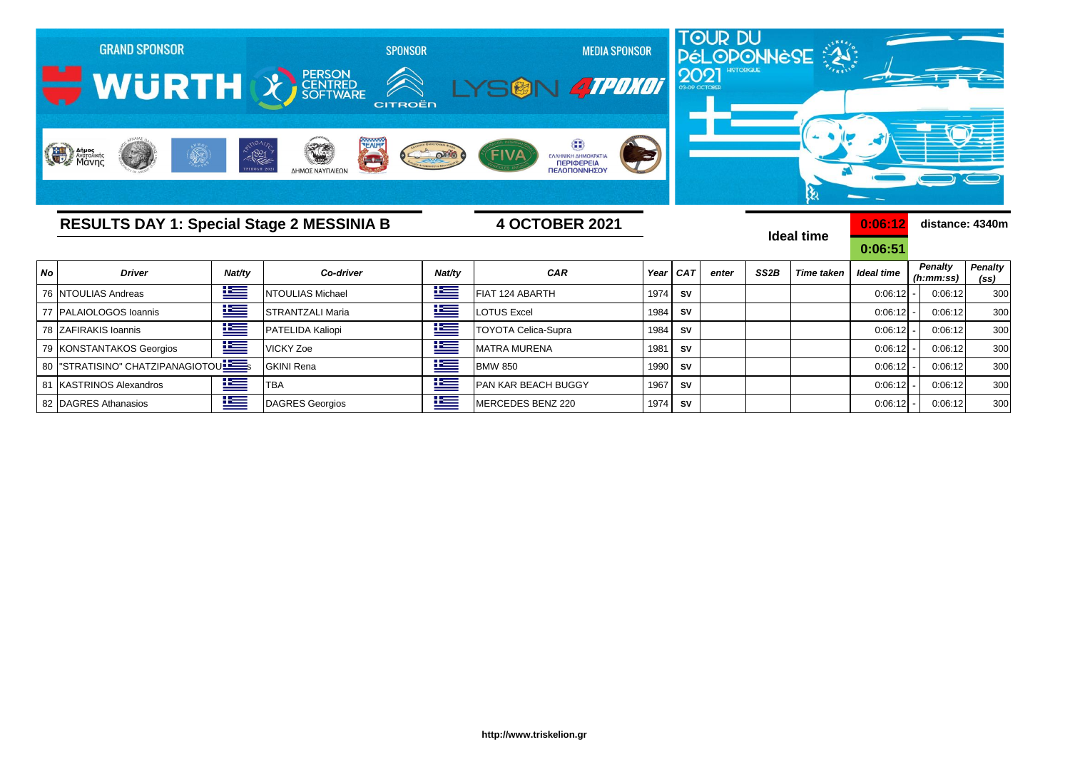GRAND SPONSOR

WÜRTH

PERSON CENTRED SOFTWARE

SPONSOR

CITROËN

MEDIA SPONSOR

LYSON 4TPOXOI

TOUR DU PÉLOPONNÈSE 2021 HISTORIQUE

03-09 OCTOBER

## RESULTS DAY 1: Special Stage 2 MESSINIA B

**4 OCTOBER 2021**

**Ideal time** 0:06:12 0:06:51

**distance: 4340m**

| No | Driver | Nat/ty | Co-driver | Nat/ty | CAR | Year | CAT | enter | SS2B | Time taken | Ideal time | | Penalty (h:mm:ss) | Penalty (ss) |
|---|---|---|---|---|---|---|---|---|---|---|---|---|---|---|
| 76 | NTOULIAS Andreas | | NTOULIAS Michael | | FIAT 124 ABARTH | 1974 | SV | | | | 0:06:12 | - | 0:06:12 | 300 |
| 77 | PALAIOLOGOS Ioannis | | STRANTZALI Maria | | LOTUS Excel | 1984 | SV | | | | 0:06:12 | - | 0:06:12 | 300 |
| 78 | ZAFIRAKIS Ioannis | | PATELIDA Kaliopi | | TOYOTA Celica-Supra | 1984 | SV | | | | 0:06:12 | - | 0:06:12 | 300 |
| 79 | KONSTANTAKOS Georgios | | VICKY Zoe | | MATRA MURENA | 1981 | SV | | | | 0:06:12 | - | 0:06:12 | 300 |
| 80 | "STRATISINO" CHATZIPANAGIOTOU s | | GKINI Rena | | BMW 850 | 1990 | SV | | | | 0:06:12 | - | 0:06:12 | 300 |
| 81 | KASTRINOS Alexandros | | TBA | | PAN KAR BEACH BUGGY | 1967 | SV | | | | 0:06:12 | - | 0:06:12 | 300 |
| 82 | DAGRES Athanasios | | DAGRES Georgios | | MERCEDES BENZ 220 | 1974 | SV | | | | 0:06:12 | - | 0:06:12 | 300 |

http://www.triskelion.gr